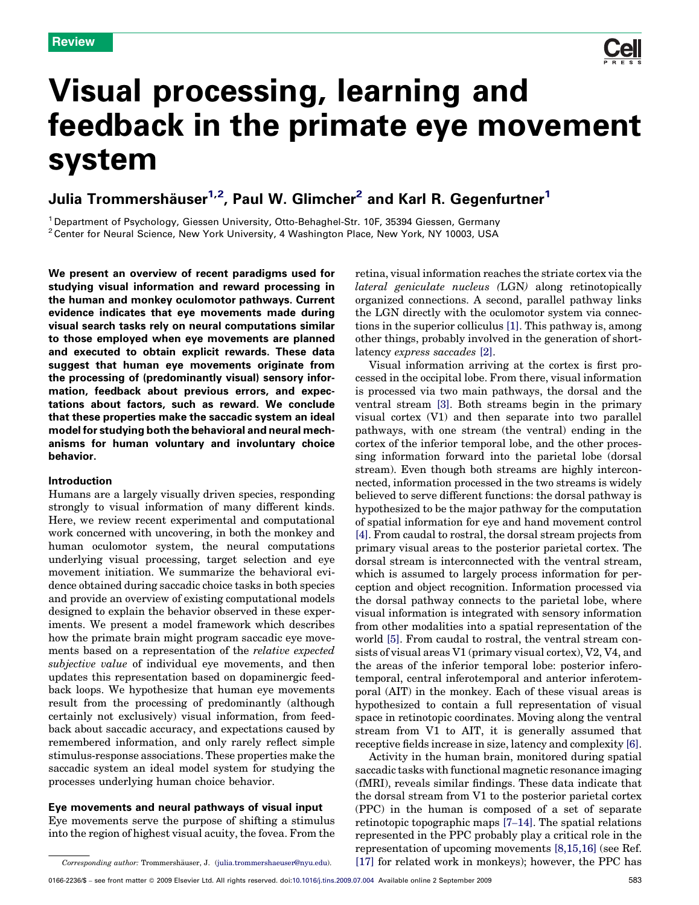Review

# Visual processing, learning and feedback in the primate eye movement system

Julia Trommershäuser[1,2], Paul W. Glimcher[2] and Karl R. Gegenfurtner[1]

[1] Department of Psychology, Giessen University, Otto-Behaghel-Str. 10F, 35394 Giessen, Germany
[2] Center for Neural Science, New York University, 4 Washington Place, New York, NY 10003, USA

**We present an overview of recent paradigms used for studying visual information and reward processing in the human and monkey oculomotor pathways. Current evidence indicates that eye movements made during visual search tasks rely on neural computations similar to those employed when eye movements are planned and executed to obtain explicit rewards. These data suggest that human eye movements originate from the processing of (predominantly visual) sensory information, feedback about previous errors, and expectations about factors, such as reward. We conclude that these properties make the saccadic system an ideal model for studying both the behavioral and neural mechanisms for human voluntary and involuntary choice behavior.**

## Introduction

Humans are a largely visually driven species, responding strongly to visual information of many different kinds. Here, we review recent experimental and computational work concerned with uncovering, in both the monkey and human oculomotor system, the neural computations underlying visual processing, target selection and eye movement initiation. We summarize the behavioral evidence obtained during saccadic choice tasks in both species and provide an overview of existing computational models designed to explain the behavior observed in these experiments. We present a model framework which describes how the primate brain might program saccadic eye movements based on a representation of the *relative expected subjective value* of individual eye movements, and then updates this representation based on dopaminergic feedback loops. We hypothesize that human eye movements result from the processing of predominantly (although certainly not exclusively) visual information, from feedback about saccadic accuracy, and expectations caused by remembered information, and only rarely reflect simple stimulus-response associations. These properties make the saccadic system an ideal model system for studying the processes underlying human choice behavior.

## Eye movements and neural pathways of visual input

Eye movements serve the purpose of shifting a stimulus into the region of highest visual acuity, the fovea. From the retina, visual information reaches the striate cortex via the *lateral geniculate nucleus (*LGN*)* along retinotopically organized connections. A second, parallel pathway links the LGN directly with the oculomotor system via connections in the superior colliculus [1]. This pathway is, among other things, probably involved in the generation of short-latency *express saccades* [2].

Visual information arriving at the cortex is first processed in the occipital lobe. From there, visual information is processed via two main pathways, the dorsal and the ventral stream [3]. Both streams begin in the primary visual cortex (V1) and then separate into two parallel pathways, with one stream (the ventral) ending in the cortex of the inferior temporal lobe, and the other processing information forward into the parietal lobe (dorsal stream). Even though both streams are highly interconnected, information processed in the two streams is widely believed to serve different functions: the dorsal pathway is hypothesized to be the major pathway for the computation of spatial information for eye and hand movement control [4]. From caudal to rostral, the dorsal stream projects from primary visual areas to the posterior parietal cortex. The dorsal stream is interconnected with the ventral stream, which is assumed to largely process information for perception and object recognition. Information processed via the dorsal pathway connects to the parietal lobe, where visual information is integrated with sensory information from other modalities into a spatial representation of the world [5]. From caudal to rostral, the ventral stream consists of visual areas V1 (primary visual cortex), V2, V4, and the areas of the inferior temporal lobe: posterior inferotemporal, central inferotemporal and anterior inferotemporal (AIT) in the monkey. Each of these visual areas is hypothesized to contain a full representation of visual space in retinotopic coordinates. Moving along the ventral stream from V1 to AIT, it is generally assumed that receptive fields increase in size, latency and complexity [6].

Activity in the human brain, monitored during spatial saccadic tasks with functional magnetic resonance imaging (fMRI), reveals similar findings. These data indicate that the dorsal stream from V1 to the posterior parietal cortex (PPC) in the human is composed of a set of separate retinotopic topographic maps [7–14]. The spatial relations represented in the PPC probably play a critical role in the representation of upcoming movements [8,15,16] (see Ref. [17] for related work in monkeys); however, the PPC has

*Corresponding author:* Trommershäuser, J. (julia.trommershaeuser@nyu.edu).

0166-2236/$ – see front matter © 2009 Elsevier Ltd. All rights reserved. doi:10.1016/j.tins.2009.07.004 Available online 2 September 2009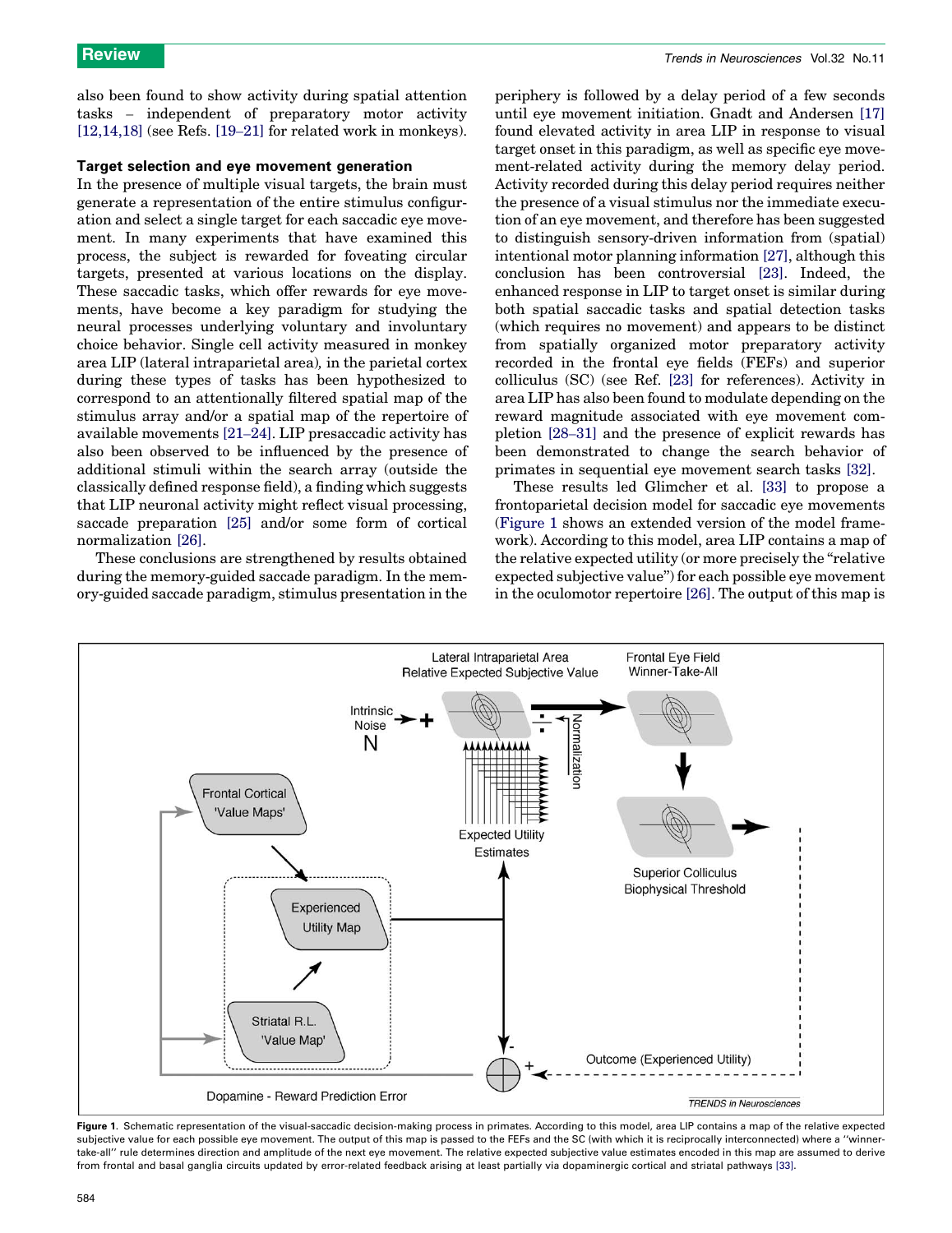also been found to show activity during spatial attention tasks – independent of preparatory motor activity [12,14,18] (see Refs. [19–21] for related work in monkeys).

### Target selection and eye movement generation

In the presence of multiple visual targets, the brain must generate a representation of the entire stimulus configuration and select a single target for each saccadic eye movement. In many experiments that have examined this process, the subject is rewarded for foveating circular targets, presented at various locations on the display. These saccadic tasks, which offer rewards for eye movements, have become a key paradigm for studying the neural processes underlying voluntary and involuntary choice behavior. Single cell activity measured in monkey area LIP (lateral intraparietal area), in the parietal cortex during these types of tasks has been hypothesized to correspond to an attentionally filtered spatial map of the stimulus array and/or a spatial map of the repertoire of available movements [21–24]. LIP presaccadic activity has also been observed to be influenced by the presence of additional stimuli within the search array (outside the classically defined response field), a finding which suggests that LIP neuronal activity might reflect visual processing, saccade preparation [25] and/or some form of cortical normalization [26].

These conclusions are strengthened by results obtained during the memory-guided saccade paradigm. In the memory-guided saccade paradigm, stimulus presentation in the periphery is followed by a delay period of a few seconds until eye movement initiation. Gnadt and Andersen [17] found elevated activity in area LIP in response to visual target onset in this paradigm, as well as specific eye movement-related activity during the memory delay period. Activity recorded during this delay period requires neither the presence of a visual stimulus nor the immediate execution of an eye movement, and therefore has been suggested to distinguish sensory-driven information from (spatial) intentional motor planning information [27], although this conclusion has been controversial [23]. Indeed, the enhanced response in LIP to target onset is similar during both spatial saccadic tasks and spatial detection tasks (which requires no movement) and appears to be distinct from spatially organized motor preparatory activity recorded in the frontal eye fields (FEFs) and superior colliculus (SC) (see Ref. [23] for references). Activity in area LIP has also been found to modulate depending on the reward magnitude associated with eye movement completion [28–31] and the presence of explicit rewards has been demonstrated to change the search behavior of primates in sequential eye movement search tasks [32].

These results led Glimcher et al. [33] to propose a frontoparietal decision model for saccadic eye movements (Figure 1 shows an extended version of the model framework). According to this model, area LIP contains a map of the relative expected utility (or more precisely the "relative expected subjective value") for each possible eye movement in the oculomotor repertoire [26]. The output of this map is

Figure 1. Schematic representation of the visual-saccadic decision-making process in primates. According to this model, area LIP contains a map of the relative expected subjective value for each possible eye movement. The output of this map is passed to the FEFs and the SC (with which it is reciprocally interconnected) where a ''winner-take-all'' rule determines direction and amplitude of the next eye movement. The relative expected subjective value estimates encoded in this map are assumed to derive from frontal and basal ganglia circuits updated by error-related feedback arising at least partially via dopaminergic cortical and striatal pathways [33].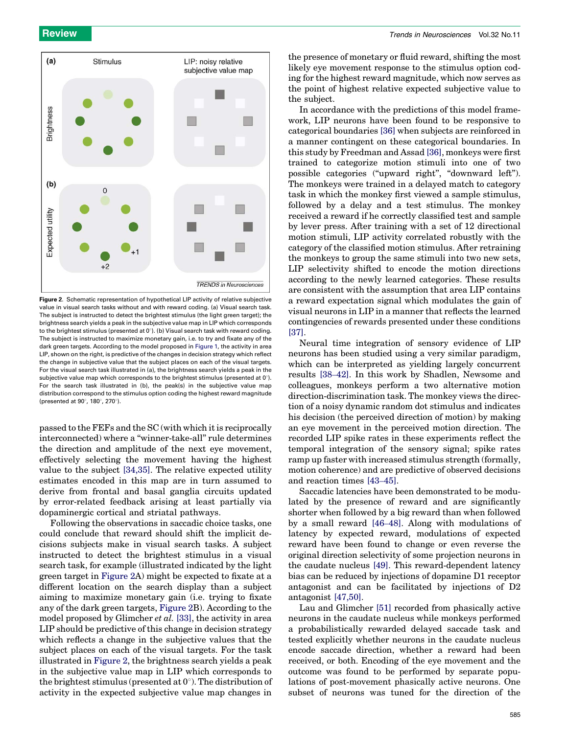**Figure 2.** Schematic representation of hypothetical LIP activity of relative subjective value in visual search tasks without and with reward coding. (a) Visual search task. The subject is instructed to detect the brightest stimulus (the light green target); the brightness search yields a peak in the subjective value map in LIP which corresponds to the brightest stimulus (presented at 0°). (b) Visual search task with reward coding. The subject is instructed to maximize monetary gain, i.e. to try and fixate any of the dark green targets. According to the model proposed in Figure 1, the activity in area LIP, shown on the right, is predictive of the changes in decision strategy which reflect the change in subjective value that the subject places on each of the visual targets. For the visual search task illustrated in (a), the brightness search yields a peak in the subjective value map which corresponds to the brightest stimulus (presented at 0°). For the search task illustrated in (b), the peak(s) in the subjective value map distribution correspond to the stimulus option coding the highest reward magnitude (presented at 90°, 180°, 270°).

passed to the FEFs and the SC (with which it is reciprocally interconnected) where a "winner-take-all" rule determines the direction and amplitude of the next eye movement, effectively selecting the movement having the highest value to the subject [34,35]. The relative expected utility estimates encoded in this map are in turn assumed to derive from frontal and basal ganglia circuits updated by error-related feedback arising at least partially via dopaminergic cortical and striatal pathways.

Following the observations in saccadic choice tasks, one could conclude that reward should shift the implicit decisions subjects make in visual search tasks. A subject instructed to detect the brightest stimulus in a visual search task, for example (illustrated indicated by the light green target in Figure 2A) might be expected to fixate at a different location on the search display than a subject aiming to maximize monetary gain (i.e. trying to fixate any of the dark green targets, Figure 2B). According to the model proposed by Glimcher *et al.* [33], the activity in area LIP should be predictive of this change in decision strategy which reflects a change in the subjective values that the subject places on each of the visual targets. For the task illustrated in Figure 2, the brightness search yields a peak in the subjective value map in LIP which corresponds to the brightest stimulus (presented at 0°). The distribution of activity in the expected subjective value map changes in the presence of monetary or fluid reward, shifting the most likely eye movement response to the stimulus option coding for the highest reward magnitude, which now serves as the point of highest relative expected subjective value to the subject.

In accordance with the predictions of this model framework, LIP neurons have been found to be responsive to categorical boundaries [36] when subjects are reinforced in a manner contingent on these categorical boundaries. In this study by Freedman and Assad [36], monkeys were first trained to categorize motion stimuli into one of two possible categories ("upward right", "downward left"). The monkeys were trained in a delayed match to category task in which the monkey first viewed a sample stimulus, followed by a delay and a test stimulus. The monkey received a reward if he correctly classified test and sample by lever press. After training with a set of 12 directional motion stimuli, LIP activity correlated robustly with the category of the classified motion stimulus. After retraining the monkeys to group the same stimuli into two new sets, LIP selectivity shifted to encode the motion directions according to the newly learned categories. These results are consistent with the assumption that area LIP contains a reward expectation signal which modulates the gain of visual neurons in LIP in a manner that reflects the learned contingencies of rewards presented under these conditions [37].

Neural time integration of sensory evidence of LIP neurons has been studied using a very similar paradigm, which can be interpreted as yielding largely concurrent results [38–42]. In this work by Shadlen, Newsome and colleagues, monkeys perform a two alternative motion direction-discrimination task. The monkey views the direction of a noisy dynamic random dot stimulus and indicates his decision (the perceived direction of motion) by making an eye movement in the perceived motion direction. The recorded LIP spike rates in these experiments reflect the temporal integration of the sensory signal; spike rates ramp up faster with increased stimulus strength (formally, motion coherence) and are predictive of observed decisions and reaction times [43–45].

Saccadic latencies have been demonstrated to be modulated by the presence of reward and are significantly shorter when followed by a big reward than when followed by a small reward [46–48]. Along with modulations of latency by expected reward, modulations of expected reward have been found to change or even reverse the original direction selectivity of some projection neurons in the caudate nucleus [49]. This reward-dependent latency bias can be reduced by injections of dopamine D1 receptor antagonist and can be facilitated by injections of D2 antagonist [47,50].

Lau and Glimcher [51] recorded from phasically active neurons in the caudate nucleus while monkeys performed a probabilistically rewarded delayed saccade task and tested explicitly whether neurons in the caudate nucleus encode saccade direction, whether a reward had been received, or both. Encoding of the eye movement and the outcome was found to be performed by separate populations of post-movement phasically active neurons. One subset of neurons was tuned for the direction of the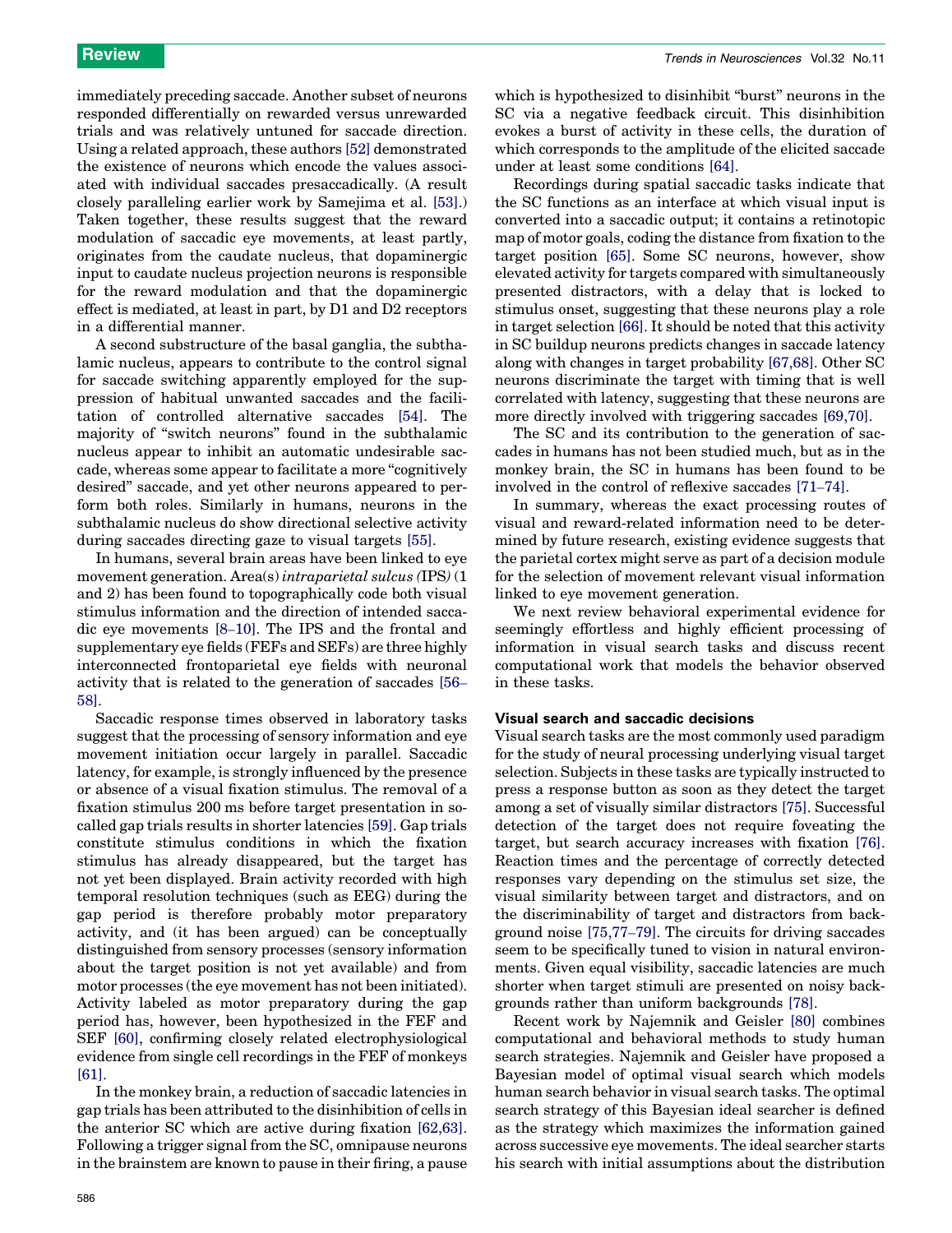immediately preceding saccade. Another subset of neurons responded differentially on rewarded versus unrewarded trials and was relatively untuned for saccade direction. Using a related approach, these authors [52] demonstrated the existence of neurons which encode the values associated with individual saccades presaccadically. (A result closely paralleling earlier work by Samejima et al. [53].) Taken together, these results suggest that the reward modulation of saccadic eye movements, at least partly, originates from the caudate nucleus, that dopaminergic input to caudate nucleus projection neurons is responsible for the reward modulation and that the dopaminergic effect is mediated, at least in part, by D1 and D2 receptors in a differential manner.

A second substructure of the basal ganglia, the subthalamic nucleus, appears to contribute to the control signal for saccade switching apparently employed for the suppression of habitual unwanted saccades and the facilitation of controlled alternative saccades [54]. The majority of "switch neurons" found in the subthalamic nucleus appear to inhibit an automatic undesirable saccade, whereas some appear to facilitate a more "cognitively desired" saccade, and yet other neurons appeared to perform both roles. Similarly in humans, neurons in the subthalamic nucleus do show directional selective activity during saccades directing gaze to visual targets [55].

In humans, several brain areas have been linked to eye movement generation. Area(s) *intraparietal sulcus (*IPS*)* (1 and 2) has been found to topographically code both visual stimulus information and the direction of intended saccadic eye movements [8–10]. The IPS and the frontal and supplementary eye fields (FEFs and SEFs) are three highly interconnected frontoparietal eye fields with neuronal activity that is related to the generation of saccades [56–58].

Saccadic response times observed in laboratory tasks suggest that the processing of sensory information and eye movement initiation occur largely in parallel. Saccadic latency, for example, is strongly influenced by the presence or absence of a visual fixation stimulus. The removal of a fixation stimulus 200 ms before target presentation in so-called gap trials results in shorter latencies [59]. Gap trials constitute stimulus conditions in which the fixation stimulus has already disappeared, but the target has not yet been displayed. Brain activity recorded with high temporal resolution techniques (such as EEG) during the gap period is therefore probably motor preparatory activity, and (it has been argued) can be conceptually distinguished from sensory processes (sensory information about the target position is not yet available) and from motor processes (the eye movement has not been initiated). Activity labeled as motor preparatory during the gap period has, however, been hypothesized in the FEF and SEF [60], confirming closely related electrophysiological evidence from single cell recordings in the FEF of monkeys [61].

In the monkey brain, a reduction of saccadic latencies in gap trials has been attributed to the disinhibition of cells in the anterior SC which are active during fixation [62,63]. Following a trigger signal from the SC, omnipause neurons in the brainstem are known to pause in their firing, a pause which is hypothesized to disinhibit "burst" neurons in the SC via a negative feedback circuit. This disinhibition evokes a burst of activity in these cells, the duration of which corresponds to the amplitude of the elicited saccade under at least some conditions [64].

Recordings during spatial saccadic tasks indicate that the SC functions as an interface at which visual input is converted into a saccadic output; it contains a retinotopic map of motor goals, coding the distance from fixation to the target position [65]. Some SC neurons, however, show elevated activity for targets compared with simultaneously presented distractors, with a delay that is locked to stimulus onset, suggesting that these neurons play a role in target selection [66]. It should be noted that this activity in SC buildup neurons predicts changes in saccade latency along with changes in target probability [67,68]. Other SC neurons discriminate the target with timing that is well correlated with latency, suggesting that these neurons are more directly involved with triggering saccades [69,70].

The SC and its contribution to the generation of saccades in humans has not been studied much, but as in the monkey brain, the SC in humans has been found to be involved in the control of reflexive saccades [71–74].

In summary, whereas the exact processing routes of visual and reward-related information need to be determined by future research, existing evidence suggests that the parietal cortex might serve as part of a decision module for the selection of movement relevant visual information linked to eye movement generation.

We next review behavioral experimental evidence for seemingly effortless and highly efficient processing of information in visual search tasks and discuss recent computational work that models the behavior observed in these tasks.

### Visual search and saccadic decisions

Visual search tasks are the most commonly used paradigm for the study of neural processing underlying visual target selection. Subjects in these tasks are typically instructed to press a response button as soon as they detect the target among a set of visually similar distractors [75]. Successful detection of the target does not require foveating the target, but search accuracy increases with fixation [76]. Reaction times and the percentage of correctly detected responses vary depending on the stimulus set size, the visual similarity between target and distractors, and on the discriminability of target and distractors from background noise [75,77–79]. The circuits for driving saccades seem to be specifically tuned to vision in natural environments. Given equal visibility, saccadic latencies are much shorter when target stimuli are presented on noisy backgrounds rather than uniform backgrounds [78].

Recent work by Najemnik and Geisler [80] combines computational and behavioral methods to study human search strategies. Najemnik and Geisler have proposed a Bayesian model of optimal visual search which models human search behavior in visual search tasks. The optimal search strategy of this Bayesian ideal searcher is defined as the strategy which maximizes the information gained across successive eye movements. The ideal searcher starts his search with initial assumptions about the distribution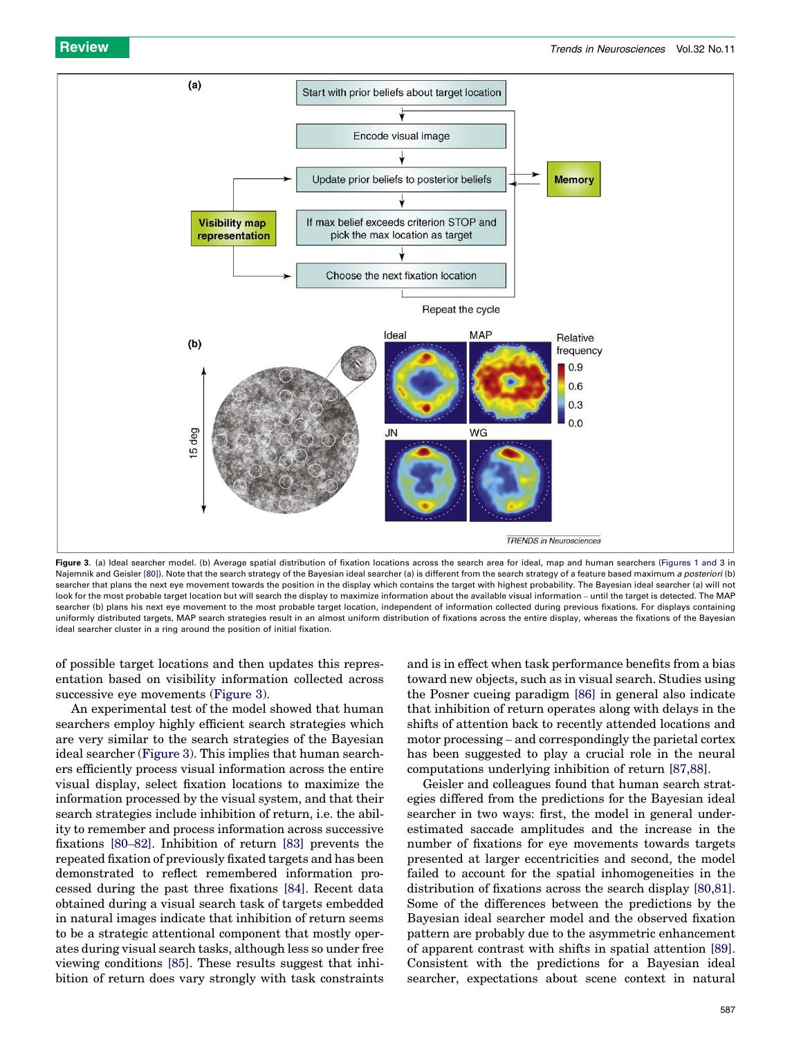Figure 3. (a) Ideal searcher model. (b) Average spatial distribution of fixation locations across the search area for ideal, map and human searchers (Figures 1 and 3 in Najemnik and Geisler [80]). Note that the search strategy of the Bayesian ideal searcher (a) is different from the search strategy of a feature based maximum *a posteriori* (b) searcher that plans the next eye movement towards the position in the display which contains the target with highest probability. The Bayesian ideal searcher (a) will not look for the most probable target location but will search the display to maximize information about the available visual information – until the target is detected. The MAP searcher (b) plans his next eye movement to the most probable target location, independent of information collected during previous fixations. For displays containing uniformly distributed targets, MAP search strategies result in an almost uniform distribution of fixations across the entire display, whereas the fixations of the Bayesian ideal searcher cluster in a ring around the position of initial fixation.

of possible target locations and then updates this representation based on visibility information collected across successive eye movements (Figure 3).

An experimental test of the model showed that human searchers employ highly efficient search strategies which are very similar to the search strategies of the Bayesian ideal searcher (Figure 3). This implies that human searchers efficiently process visual information across the entire visual display, select fixation locations to maximize the information processed by the visual system, and that their search strategies include inhibition of return, i.e. the ability to remember and process information across successive fixations [80–82]. Inhibition of return [83] prevents the repeated fixation of previously fixated targets and has been demonstrated to reflect remembered information processed during the past three fixations [84]. Recent data obtained during a visual search task of targets embedded in natural images indicate that inhibition of return seems to be a strategic attentional component that mostly operates during visual search tasks, although less so under free viewing conditions [85]. These results suggest that inhibition of return does vary strongly with task constraints and is in effect when task performance benefits from a bias toward new objects, such as in visual search. Studies using the Posner cueing paradigm [86] in general also indicate that inhibition of return operates along with delays in the shifts of attention back to recently attended locations and motor processing – and correspondingly the parietal cortex has been suggested to play a crucial role in the neural computations underlying inhibition of return [87,88].

Geisler and colleagues found that human search strategies differed from the predictions for the Bayesian ideal searcher in two ways: first, the model in general underestimated saccade amplitudes and the increase in the number of fixations for eye movements towards targets presented at larger eccentricities and second, the model failed to account for the spatial inhomogeneities in the distribution of fixations across the search display [80,81]. Some of the differences between the predictions by the Bayesian ideal searcher model and the observed fixation pattern are probably due to the asymmetric enhancement of apparent contrast with shifts in spatial attention [89]. Consistent with the predictions for a Bayesian ideal searcher, expectations about scene context in natural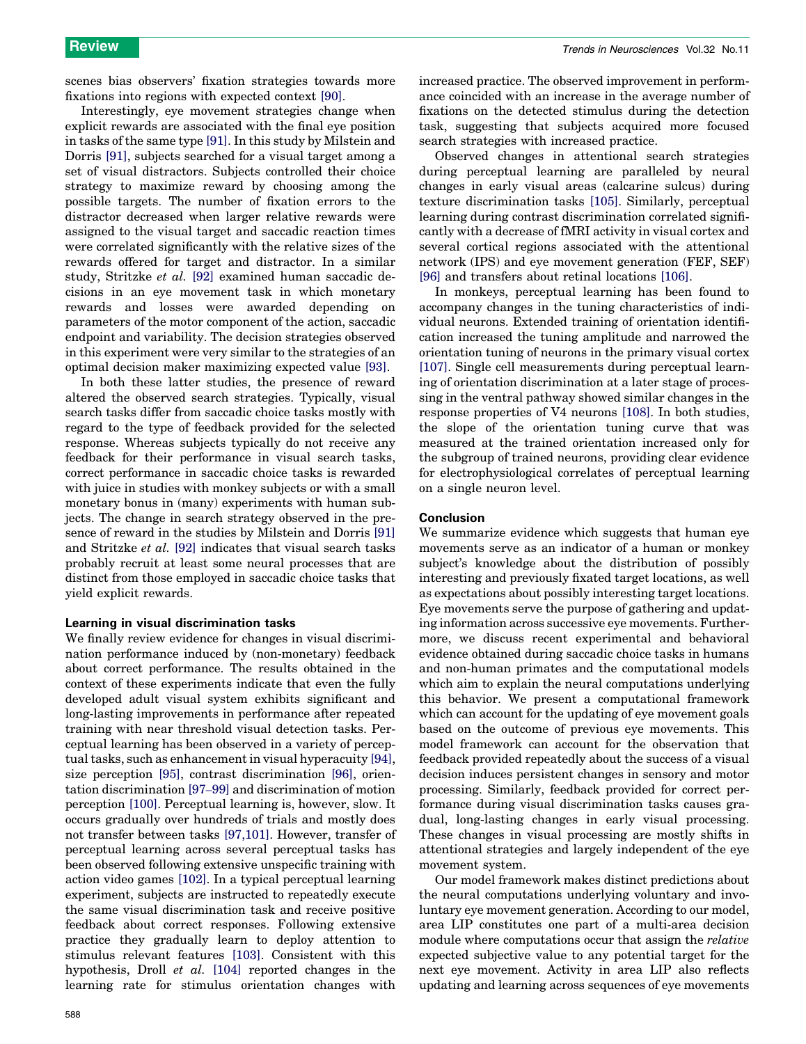scenes bias observers' fixation strategies towards more fixations into regions with expected context [90].

Interestingly, eye movement strategies change when explicit rewards are associated with the final eye position in tasks of the same type [91]. In this study by Milstein and Dorris [91], subjects searched for a visual target among a set of visual distractors. Subjects controlled their choice strategy to maximize reward by choosing among the possible targets. The number of fixation errors to the distractor decreased when larger relative rewards were assigned to the visual target and saccadic reaction times were correlated significantly with the relative sizes of the rewards offered for target and distractor. In a similar study, Stritzke *et al.* [92] examined human saccadic decisions in an eye movement task in which monetary rewards and losses were awarded depending on parameters of the motor component of the action, saccadic endpoint and variability. The decision strategies observed in this experiment were very similar to the strategies of an optimal decision maker maximizing expected value [93].

In both these latter studies, the presence of reward altered the observed search strategies. Typically, visual search tasks differ from saccadic choice tasks mostly with regard to the type of feedback provided for the selected response. Whereas subjects typically do not receive any feedback for their performance in visual search tasks, correct performance in saccadic choice tasks is rewarded with juice in studies with monkey subjects or with a small monetary bonus in (many) experiments with human subjects. The change in search strategy observed in the presence of reward in the studies by Milstein and Dorris [91] and Stritzke *et al.* [92] indicates that visual search tasks probably recruit at least some neural processes that are distinct from those employed in saccadic choice tasks that yield explicit rewards.

## Learning in visual discrimination tasks

We finally review evidence for changes in visual discrimination performance induced by (non-monetary) feedback about correct performance. The results obtained in the context of these experiments indicate that even the fully developed adult visual system exhibits significant and long-lasting improvements in performance after repeated training with near threshold visual detection tasks. Perceptual learning has been observed in a variety of perceptual tasks, such as enhancement in visual hyperacuity [94], size perception [95], contrast discrimination [96], orientation discrimination [97–99] and discrimination of motion perception [100]. Perceptual learning is, however, slow. It occurs gradually over hundreds of trials and mostly does not transfer between tasks [97,101]. However, transfer of perceptual learning across several perceptual tasks has been observed following extensive unspecific training with action video games [102]. In a typical perceptual learning experiment, subjects are instructed to repeatedly execute the same visual discrimination task and receive positive feedback about correct responses. Following extensive practice they gradually learn to deploy attention to stimulus relevant features [103]. Consistent with this hypothesis, Droll *et al.* [104] reported changes in the learning rate for stimulus orientation changes with increased practice. The observed improvement in performance coincided with an increase in the average number of fixations on the detected stimulus during the detection task, suggesting that subjects acquired more focused search strategies with increased practice.

Observed changes in attentional search strategies during perceptual learning are paralleled by neural changes in early visual areas (calcarine sulcus) during texture discrimination tasks [105]. Similarly, perceptual learning during contrast discrimination correlated significantly with a decrease of fMRI activity in visual cortex and several cortical regions associated with the attentional network (IPS) and eye movement generation (FEF, SEF) [96] and transfers about retinal locations [106].

In monkeys, perceptual learning has been found to accompany changes in the tuning characteristics of individual neurons. Extended training of orientation identification increased the tuning amplitude and narrowed the orientation tuning of neurons in the primary visual cortex [107]. Single cell measurements during perceptual learning of orientation discrimination at a later stage of processing in the ventral pathway showed similar changes in the response properties of V4 neurons [108]. In both studies, the slope of the orientation tuning curve that was measured at the trained orientation increased only for the subgroup of trained neurons, providing clear evidence for electrophysiological correlates of perceptual learning on a single neuron level.

## Conclusion

We summarize evidence which suggests that human eye movements serve as an indicator of a human or monkey subject's knowledge about the distribution of possibly interesting and previously fixated target locations, as well as expectations about possibly interesting target locations. Eye movements serve the purpose of gathering and updating information across successive eye movements. Furthermore, we discuss recent experimental and behavioral evidence obtained during saccadic choice tasks in humans and non-human primates and the computational models which aim to explain the neural computations underlying this behavior. We present a computational framework which can account for the updating of eye movement goals based on the outcome of previous eye movements. This model framework can account for the observation that feedback provided repeatedly about the success of a visual decision induces persistent changes in sensory and motor processing. Similarly, feedback provided for correct performance during visual discrimination tasks causes gradual, long-lasting changes in early visual processing. These changes in visual processing are mostly shifts in attentional strategies and largely independent of the eye movement system.

Our model framework makes distinct predictions about the neural computations underlying voluntary and involuntary eye movement generation. According to our model, area LIP constitutes one part of a multi-area decision module where computations occur that assign the *relative* expected subjective value to any potential target for the next eye movement. Activity in area LIP also reflects updating and learning across sequences of eye movements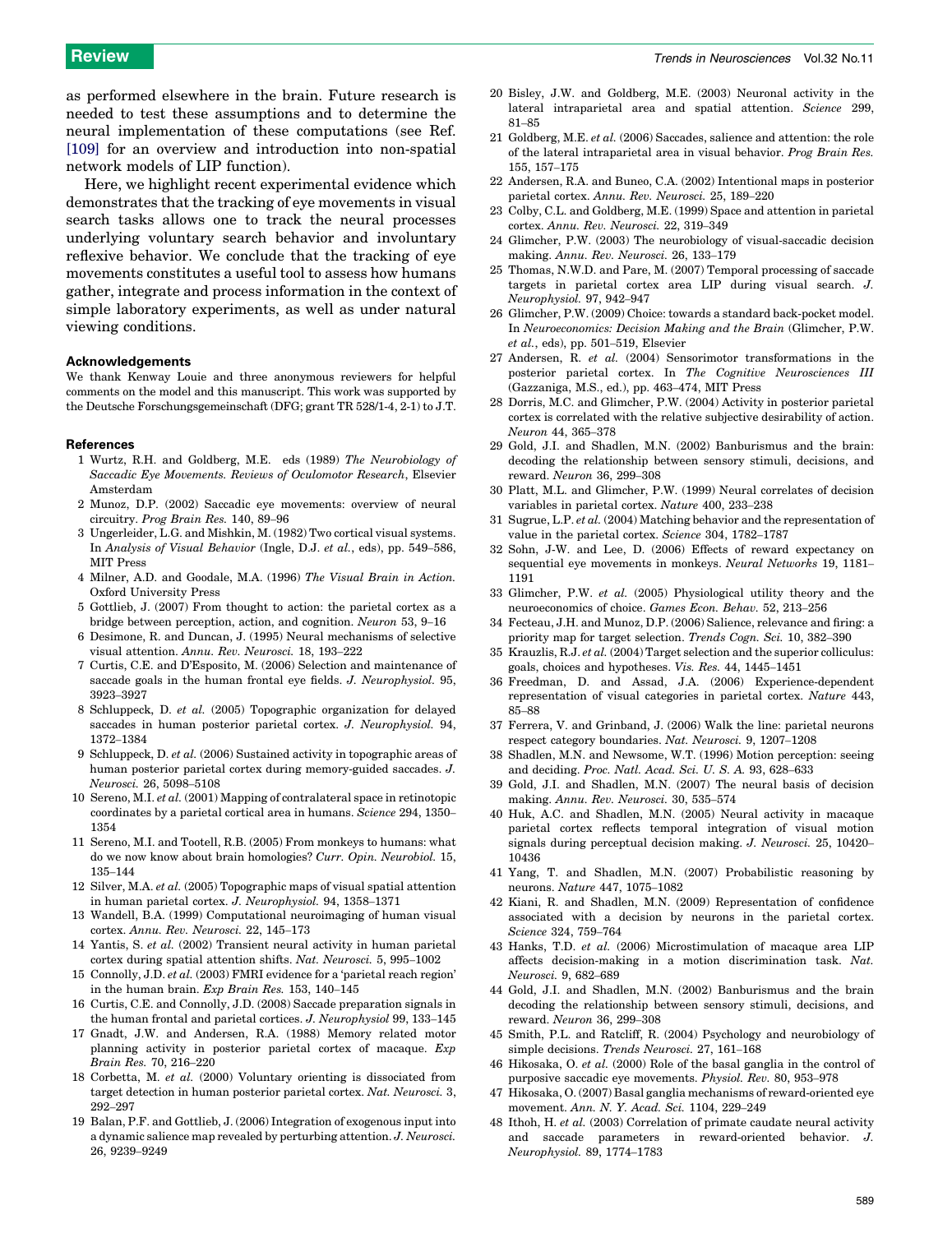as performed elsewhere in the brain. Future research is needed to test these assumptions and to determine the neural implementation of these computations (see Ref. [109] for an overview and introduction into non-spatial network models of LIP function).

Here, we highlight recent experimental evidence which demonstrates that the tracking of eye movements in visual search tasks allows one to track the neural processes underlying voluntary search behavior and involuntary reflexive behavior. We conclude that the tracking of eye movements constitutes a useful tool to assess how humans gather, integrate and process information in the context of simple laboratory experiments, as well as under natural viewing conditions.

### Acknowledgements

We thank Kenway Louie and three anonymous reviewers for helpful comments on the model and this manuscript. This work was supported by the Deutsche Forschungsgemeinschaft (DFG; grant TR 528/1-4, 2-1) to J.T.

### References

1 Wurtz, R.H. and Goldberg, M.E. eds (1989) *The Neurobiology of Saccadic Eye Movements. Reviews of Oculomotor Research*, Elsevier Amsterdam

2 Munoz, D.P. (2002) Saccadic eye movements: overview of neural circuitry. *Prog Brain Res.* 140, 89–96

3 Ungerleider, L.G. and Mishkin, M. (1982) Two cortical visual systems. In *Analysis of Visual Behavior* (Ingle, D.J. *et al.*, eds), pp. 549–586, MIT Press

4 Milner, A.D. and Goodale, M.A. (1996) *The Visual Brain in Action.* Oxford University Press

5 Gottlieb, J. (2007) From thought to action: the parietal cortex as a bridge between perception, action, and cognition. *Neuron* 53, 9–16

6 Desimone, R. and Duncan, J. (1995) Neural mechanisms of selective visual attention. *Annu. Rev. Neurosci.* 18, 193–222

7 Curtis, C.E. and D'Esposito, M. (2006) Selection and maintenance of saccade goals in the human frontal eye fields. *J. Neurophysiol.* 95, 3923–3927

8 Schluppeck, D. *et al.* (2005) Topographic organization for delayed saccades in human posterior parietal cortex. *J. Neurophysiol.* 94, 1372–1384

9 Schluppeck, D. *et al.* (2006) Sustained activity in topographic areas of human posterior parietal cortex during memory-guided saccades. *J. Neurosci.* 26, 5098–5108

10 Sereno, M.I. *et al.* (2001) Mapping of contralateral space in retinotopic coordinates by a parietal cortical area in humans. *Science* 294, 1350–1354

11 Sereno, M.I. and Tootell, R.B. (2005) From monkeys to humans: what do we now know about brain homologies? *Curr. Opin. Neurobiol.* 15, 135–144

12 Silver, M.A. *et al.* (2005) Topographic maps of visual spatial attention in human parietal cortex. *J. Neurophysiol.* 94, 1358–1371

13 Wandell, B.A. (1999) Computational neuroimaging of human visual cortex. *Annu. Rev. Neurosci.* 22, 145–173

14 Yantis, S. *et al.* (2002) Transient neural activity in human parietal cortex during spatial attention shifts. *Nat. Neurosci.* 5, 995–1002

15 Connolly, J.D. *et al.* (2003) FMRI evidence for a 'parietal reach region' in the human brain. *Exp Brain Res.* 153, 140–145

16 Curtis, C.E. and Connolly, J.D. (2008) Saccade preparation signals in the human frontal and parietal cortices. *J. Neurophysiol* 99, 133–145

17 Gnadt, J.W. and Andersen, R.A. (1988) Memory related motor planning activity in posterior parietal cortex of macaque. *Exp Brain Res.* 70, 216–220

18 Corbetta, M. *et al.* (2000) Voluntary orienting is dissociated from target detection in human posterior parietal cortex. *Nat. Neurosci.* 3, 292–297

19 Balan, P.F. and Gottlieb, J. (2006) Integration of exogenous input into a dynamic salience map revealed by perturbing attention. *J. Neurosci.* 26, 9239–9249

20 Bisley, J.W. and Goldberg, M.E. (2003) Neuronal activity in the lateral intraparietal area and spatial attention. *Science* 299, 81–85

21 Goldberg, M.E. *et al.* (2006) Saccades, salience and attention: the role of the lateral intraparietal area in visual behavior. *Prog Brain Res.* 155, 157–175

22 Andersen, R.A. and Buneo, C.A. (2002) Intentional maps in posterior parietal cortex. *Annu. Rev. Neurosci.* 25, 189–220

23 Colby, C.L. and Goldberg, M.E. (1999) Space and attention in parietal cortex. *Annu. Rev. Neurosci.* 22, 319–349

24 Glimcher, P.W. (2003) The neurobiology of visual-saccadic decision making. *Annu. Rev. Neurosci.* 26, 133–179

25 Thomas, N.W.D. and Pare, M. (2007) Temporal processing of saccade targets in parietal cortex area LIP during visual search. *J. Neurophysiol.* 97, 942–947

26 Glimcher, P.W. (2009) Choice: towards a standard back-pocket model. In *Neuroeconomics: Decision Making and the Brain* (Glimcher, P.W. *et al.*, eds), pp. 501–519, Elsevier

27 Andersen, R. *et al.* (2004) Sensorimotor transformations in the posterior parietal cortex. In *The Cognitive Neurosciences III* (Gazzaniga, M.S., ed.), pp. 463–474, MIT Press

28 Dorris, M.C. and Glimcher, P.W. (2004) Activity in posterior parietal cortex is correlated with the relative subjective desirability of action. *Neuron* 44, 365–378

29 Gold, J.I. and Shadlen, M.N. (2002) Banburismus and the brain: decoding the relationship between sensory stimuli, decisions, and reward. *Neuron* 36, 299–308

30 Platt, M.L. and Glimcher, P.W. (1999) Neural correlates of decision variables in parietal cortex. *Nature* 400, 233–238

31 Sugrue, L.P. *et al.* (2004) Matching behavior and the representation of value in the parietal cortex. *Science* 304, 1782–1787

32 Sohn, J-W. and Lee, D. (2006) Effects of reward expectancy on sequential eye movements in monkeys. *Neural Networks* 19, 1181–1191

33 Glimcher, P.W. *et al.* (2005) Physiological utility theory and the neuroeconomics of choice. *Games Econ. Behav.* 52, 213–256

34 Fecteau, J.H. and Munoz, D.P. (2006) Salience, relevance and firing: a priority map for target selection. *Trends Cogn. Sci.* 10, 382–390

35 Krauzlis, R.J. *et al.* (2004) Target selection and the superior colliculus: goals, choices and hypotheses. *Vis. Res.* 44, 1445–1451

36 Freedman, D. and Assad, J.A. (2006) Experience-dependent representation of visual categories in parietal cortex. *Nature* 443, 85–88

37 Ferrera, V. and Grinband, J. (2006) Walk the line: parietal neurons respect category boundaries. *Nat. Neurosci.* 9, 1207–1208

38 Shadlen, M.N. and Newsome, W.T. (1996) Motion perception: seeing and deciding. *Proc. Natl. Acad. Sci. U. S. A.* 93, 628–633

39 Gold, J.I. and Shadlen, M.N. (2007) The neural basis of decision making. *Annu. Rev. Neurosci.* 30, 535–574

40 Huk, A.C. and Shadlen, M.N. (2005) Neural activity in macaque parietal cortex reflects temporal integration of visual motion signals during perceptual decision making. *J. Neurosci.* 25, 10420–10436

41 Yang, T. and Shadlen, M.N. (2007) Probabilistic reasoning by neurons. *Nature* 447, 1075–1082

42 Kiani, R. and Shadlen, M.N. (2009) Representation of confidence associated with a decision by neurons in the parietal cortex. *Science* 324, 759–764

43 Hanks, T.D. *et al.* (2006) Microstimulation of macaque area LIP affects decision-making in a motion discrimination task. *Nat. Neurosci.* 9, 682–689

44 Gold, J.I. and Shadlen, M.N. (2002) Banburismus and the brain decoding the relationship between sensory stimuli, decisions, and reward. *Neuron* 36, 299–308

45 Smith, P.L. and Ratcliff, R. (2004) Psychology and neurobiology of simple decisions. *Trends Neurosci.* 27, 161–168

46 Hikosaka, O. *et al.* (2000) Role of the basal ganglia in the control of purposive saccadic eye movements. *Physiol. Rev.* 80, 953–978

47 Hikosaka, O. (2007) Basal ganglia mechanisms of reward-oriented eye movement. *Ann. N. Y. Acad. Sci.* 1104, 229–249

48 Ithoh, H. *et al.* (2003) Correlation of primate caudate neural activity and saccade parameters in reward-oriented behavior. *J. Neurophysiol.* 89, 1774–1783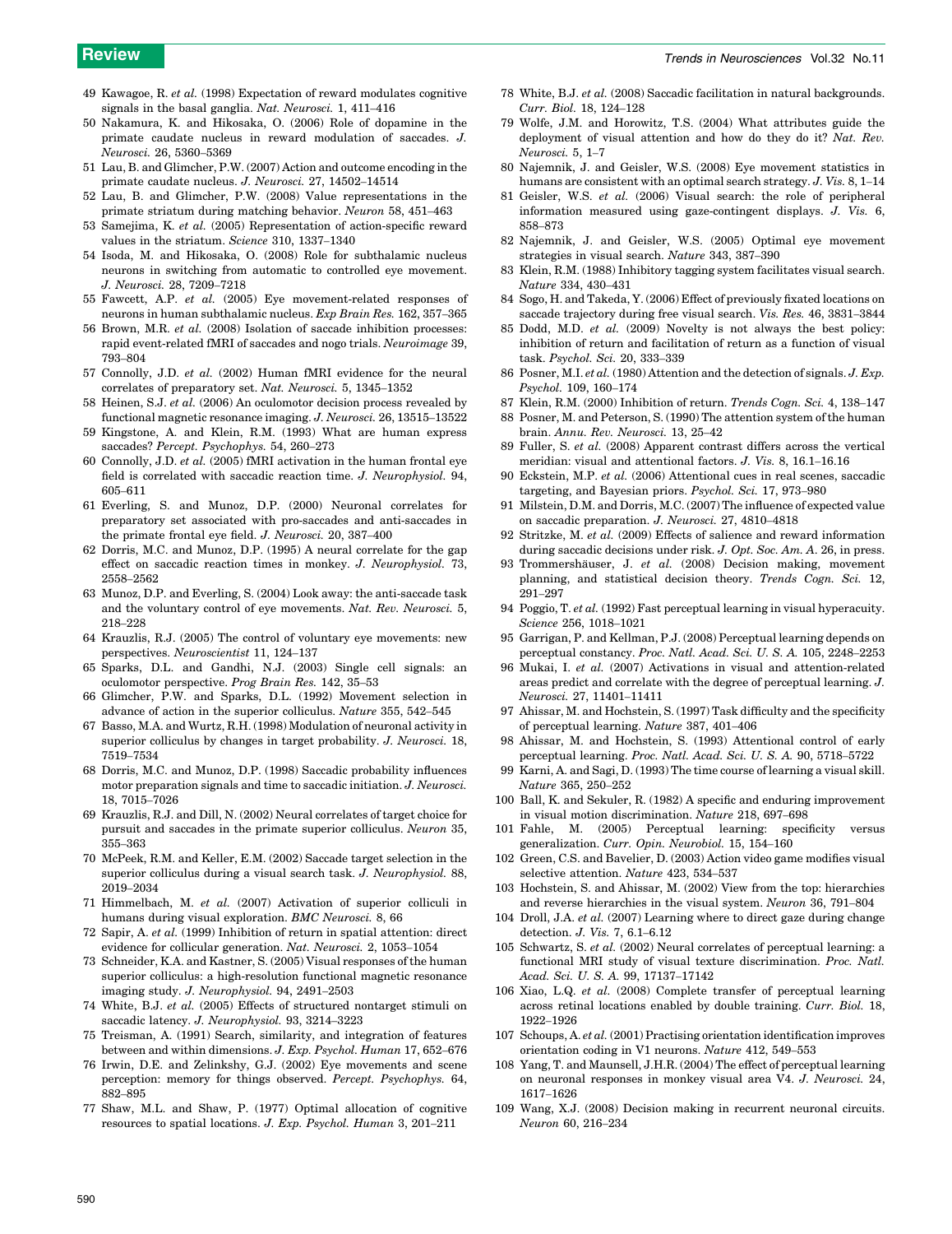49 Kawagoe, R. *et al.* (1998) Expectation of reward modulates cognitive signals in the basal ganglia. *Nat. Neurosci.* 1, 411–416
50 Nakamura, K. and Hikosaka, O. (2006) Role of dopamine in the primate caudate nucleus in reward modulation of saccades. *J. Neurosci.* 26, 5360–5369
51 Lau, B. and Glimcher, P.W. (2007) Action and outcome encoding in the primate caudate nucleus. *J. Neurosci.* 27, 14502–14514
52 Lau, B. and Glimcher, P.W. (2008) Value representations in the primate striatum during matching behavior. *Neuron* 58, 451–463
53 Samejima, K. *et al.* (2005) Representation of action-specific reward values in the striatum. *Science* 310, 1337–1340
54 Isoda, M. and Hikosaka, O. (2008) Role for subthalamic nucleus neurons in switching from automatic to controlled eye movement. *J. Neurosci.* 28, 7209–7218
55 Fawcett, A.P. *et al.* (2005) Eye movement-related responses of neurons in human subthalamic nucleus. *Exp Brain Res.* 162, 357–365
56 Brown, M.R. *et al.* (2008) Isolation of saccade inhibition processes: rapid event-related fMRI of saccades and nogo trials. *Neuroimage* 39, 793–804
57 Connolly, J.D. *et al.* (2002) Human fMRI evidence for the neural correlates of preparatory set. *Nat. Neurosci.* 5, 1345–1352
58 Heinen, S.J. *et al.* (2006) An oculomotor decision process revealed by functional magnetic resonance imaging. *J. Neurosci.* 26, 13515–13522
59 Kingstone, A. and Klein, R.M. (1993) What are human express saccades? *Percept. Psychophys.* 54, 260–273
60 Connolly, J.D. *et al.* (2005) fMRI activation in the human frontal eye field is correlated with saccadic reaction time. *J. Neurophysiol.* 94, 605–611
61 Everling, S. and Munoz, D.P. (2000) Neuronal correlates for preparatory set associated with pro-saccades and anti-saccades in the primate frontal eye field. *J. Neurosci.* 20, 387–400
62 Dorris, M.C. and Munoz, D.P. (1995) A neural correlate for the gap effect on saccadic reaction times in monkey. *J. Neurophysiol.* 73, 2558–2562
63 Munoz, D.P. and Everling, S. (2004) Look away: the anti-saccade task and the voluntary control of eye movements. *Nat. Rev. Neurosci.* 5, 218–228
64 Krauzlis, R.J. (2005) The control of voluntary eye movements: new perspectives. *Neuroscientist* 11, 124–137
65 Sparks, D.L. and Gandhi, N.J. (2003) Single cell signals: an oculomotor perspective. *Prog Brain Res.* 142, 35–53
66 Glimcher, P.W. and Sparks, D.L. (1992) Movement selection in advance of action in the superior colliculus. *Nature* 355, 542–545
67 Basso, M.A. and Wurtz, R.H. (1998) Modulation of neuronal activity in superior colliculus by changes in target probability. *J. Neurosci.* 18, 7519–7534
68 Dorris, M.C. and Munoz, D.P. (1998) Saccadic probability influences motor preparation signals and time to saccadic initiation. *J. Neurosci.* 18, 7015–7026
69 Krauzlis, R.J. and Dill, N. (2002) Neural correlates of target choice for pursuit and saccades in the primate superior colliculus. *Neuron* 35, 355–363
70 McPeek, R.M. and Keller, E.M. (2002) Saccade target selection in the superior colliculus during a visual search task. *J. Neurophysiol.* 88, 2019–2034
71 Himmelbach, M. *et al.* (2007) Activation of superior colliculi in humans during visual exploration. *BMC Neurosci.* 8, 66
72 Sapir, A. *et al.* (1999) Inhibition of return in spatial attention: direct evidence for collicular generation. *Nat. Neurosci.* 2, 1053–1054
73 Schneider, K.A. and Kastner, S. (2005) Visual responses of the human superior colliculus: a high-resolution functional magnetic resonance imaging study. *J. Neurophysiol.* 94, 2491–2503
74 White, B.J. *et al.* (2005) Effects of structured nontarget stimuli on saccadic latency. *J. Neurophysiol.* 93, 3214–3223
75 Treisman, A. (1991) Search, similarity, and integration of features between and within dimensions. *J. Exp. Psychol. Human* 17, 652–676
76 Irwin, D.E. and Zelinkshy, G.J. (2002) Eye movements and scene perception: memory for things observed. *Percept. Psychophys.* 64, 882–895
77 Shaw, M.L. and Shaw, P. (1977) Optimal allocation of cognitive resources to spatial locations. *J. Exp. Psychol. Human* 3, 201–211
78 White, B.J. *et al.* (2008) Saccadic facilitation in natural backgrounds. *Curr. Biol.* 18, 124–128
79 Wolfe, J.M. and Horowitz, T.S. (2004) What attributes guide the deployment of visual attention and how do they do it? *Nat. Rev. Neurosci.* 5, 1–7
80 Najemnik, J. and Geisler, W.S. (2008) Eye movement statistics in humans are consistent with an optimal search strategy. *J. Vis.* 8, 1–14
81 Geisler, W.S. *et al.* (2006) Visual search: the role of peripheral information measured using gaze-contingent displays. *J. Vis.* 6, 858–873
82 Najemnik, J. and Geisler, W.S. (2005) Optimal eye movement strategies in visual search. *Nature* 343, 387–390
83 Klein, R.M. (1988) Inhibitory tagging system facilitates visual search. *Nature* 334, 430–431
84 Sogo, H. and Takeda, Y. (2006) Effect of previously fixated locations on saccade trajectory during free visual search. *Vis. Res.* 46, 3831–3844
85 Dodd, M.D. *et al.* (2009) Novelty is not always the best policy: inhibition of return and facilitation of return as a function of visual task. *Psychol. Sci.* 20, 333–339
86 Posner, M.I. *et al.* (1980) Attention and the detection of signals. *J. Exp. Psychol.* 109, 160–174
87 Klein, R.M. (2000) Inhibition of return. *Trends Cogn. Sci.* 4, 138–147
88 Posner, M. and Peterson, S. (1990) The attention system of the human brain. *Annu. Rev. Neurosci.* 13, 25–42
89 Fuller, S. *et al.* (2008) Apparent contrast differs across the vertical meridian: visual and attentional factors. *J. Vis.* 8, 16.1–16.16
90 Eckstein, M.P. *et al.* (2006) Attentional cues in real scenes, saccadic targeting, and Bayesian priors. *Psychol. Sci.* 17, 973–980
91 Milstein, D.M. and Dorris, M.C. (2007) The influence of expected value on saccadic preparation. *J. Neurosci.* 27, 4810–4818
92 Stritzke, M. *et al.* (2009) Effects of salience and reward information during saccadic decisions under risk. *J. Opt. Soc. Am. A.* 26, in press.
93 Trommershäuser, J. *et al.* (2008) Decision making, movement planning, and statistical decision theory. *Trends Cogn. Sci.* 12, 291–297
94 Poggio, T. *et al.* (1992) Fast perceptual learning in visual hyperacuity. *Science* 256, 1018–1021
95 Garrigan, P. and Kellman, P.J. (2008) Perceptual learning depends on perceptual constancy. *Proc. Natl. Acad. Sci. U. S. A.* 105, 2248–2253
96 Mukai, I. *et al.* (2007) Activations in visual and attention-related areas predict and correlate with the degree of perceptual learning. *J. Neurosci.* 27, 11401–11411
97 Ahissar, M. and Hochstein, S. (1997) Task difficulty and the specificity of perceptual learning. *Nature* 387, 401–406
98 Ahissar, M. and Hochstein, S. (1993) Attentional control of early perceptual learning. *Proc. Natl. Acad. Sci. U. S. A.* 90, 5718–5722
99 Karni, A. and Sagi, D. (1993) The time course of learning a visual skill. *Nature* 365, 250–252
100 Ball, K. and Sekuler, R. (1982) A specific and enduring improvement in visual motion discrimination. *Nature* 218, 697–698
101 Fahle, M. (2005) Perceptual learning: specificity versus generalization. *Curr. Opin. Neurobiol.* 15, 154–160
102 Green, C.S. and Bavelier, D. (2003) Action video game modifies visual selective attention. *Nature* 423, 534–537
103 Hochstein, S. and Ahissar, M. (2002) View from the top: hierarchies and reverse hierarchies in the visual system. *Neuron* 36, 791–804
104 Droll, J.A. *et al.* (2007) Learning where to direct gaze during change detection. *J. Vis.* 7, 6.1–6.12
105 Schwartz, S. *et al.* (2002) Neural correlates of perceptual learning: a functional MRI study of visual texture discrimination. *Proc. Natl. Acad. Sci. U. S. A.* 99, 17137–17142
106 Xiao, L.Q. *et al.* (2008) Complete transfer of perceptual learning across retinal locations enabled by double training. *Curr. Biol.* 18, 1922–1926
107 Schoups, A. *et al.* (2001) Practising orientation identification improves orientation coding in V1 neurons. *Nature* 412, 549–553
108 Yang, T. and Maunsell, J.H.R. (2004) The effect of perceptual learning on neuronal responses in monkey visual area V4. *J. Neurosci.* 24, 1617–1626
109 Wang, X.J. (2008) Decision making in recurrent neuronal circuits. *Neuron* 60, 216–234